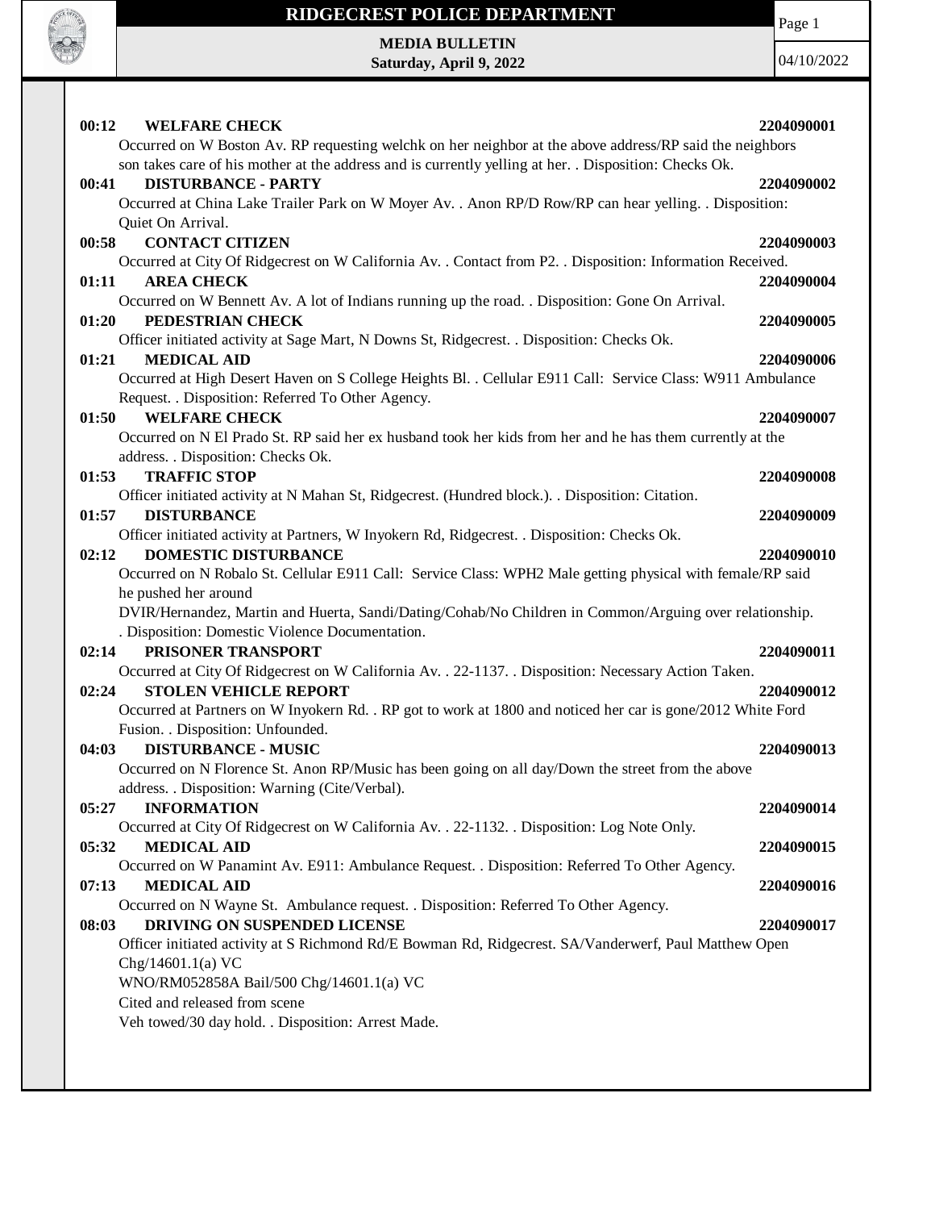# RIDGECREST POLICE DEPARTMENT

**MEDIA BULLETIN**
**Saturday, April 9, 2022**

04/10/2022

**00:12 WELFARE CHECK** **2204090001**
Occurred on W Boston Av. RP requesting welchk on her neighbor at the above address/RP said the neighbors son takes care of his mother at the address and is currently yelling at her. . Disposition: Checks Ok.

**00:41 DISTURBANCE - PARTY** **2204090002**
Occurred at China Lake Trailer Park on W Moyer Av. . Anon RP/D Row/RP can hear yelling. . Disposition: Quiet On Arrival.

**00:58 CONTACT CITIZEN** **2204090003**
Occurred at City Of Ridgecrest on W California Av. . Contact from P2. . Disposition: Information Received.

**01:11 AREA CHECK** **2204090004**
Occurred on W Bennett Av. A lot of Indians running up the road. . Disposition: Gone On Arrival.

**01:20 PEDESTRIAN CHECK** **2204090005**
Officer initiated activity at Sage Mart, N Downs St, Ridgecrest. . Disposition: Checks Ok.

**01:21 MEDICAL AID** **2204090006**
Occurred at High Desert Haven on S College Heights Bl. . Cellular E911 Call: Service Class: W911 Ambulance Request. . Disposition: Referred To Other Agency.

**01:50 WELFARE CHECK** **2204090007**
Occurred on N El Prado St. RP said her ex husband took her kids from her and he has them currently at the address. . Disposition: Checks Ok.

**01:53 TRAFFIC STOP** **2204090008**
Officer initiated activity at N Mahan St, Ridgecrest. (Hundred block.). . Disposition: Citation.

**01:57 DISTURBANCE** **2204090009**
Officer initiated activity at Partners, W Inyokern Rd, Ridgecrest. . Disposition: Checks Ok.

**02:12 DOMESTIC DISTURBANCE** **2204090010**
Occurred on N Robalo St. Cellular E911 Call: Service Class: WPH2 Male getting physical with female/RP said he pushed her around
DVIR/Hernandez, Martin and Huerta, Sandi/Dating/Cohab/No Children in Common/Arguing over relationship. . Disposition: Domestic Violence Documentation.

**02:14 PRISONER TRANSPORT** **2204090011**
Occurred at City Of Ridgecrest on W California Av. . 22-1137. . Disposition: Necessary Action Taken.

**02:24 STOLEN VEHICLE REPORT** **2204090012**
Occurred at Partners on W Inyokern Rd. . RP got to work at 1800 and noticed her car is gone/2012 White Ford Fusion. . Disposition: Unfounded.

**04:03 DISTURBANCE - MUSIC** **2204090013**
Occurred on N Florence St. Anon RP/Music has been going on all day/Down the street from the above address. . Disposition: Warning (Cite/Verbal).

**05:27 INFORMATION** **2204090014**
Occurred at City Of Ridgecrest on W California Av. . 22-1132. . Disposition: Log Note Only.

**05:32 MEDICAL AID** **2204090015**
Occurred on W Panamint Av. E911: Ambulance Request. . Disposition: Referred To Other Agency.

**07:13 MEDICAL AID** **2204090016**
Occurred on N Wayne St. Ambulance request. . Disposition: Referred To Other Agency.

**08:03 DRIVING ON SUSPENDED LICENSE** **2204090017**
Officer initiated activity at S Richmond Rd/E Bowman Rd, Ridgecrest. SA/Vanderwerf, Paul Matthew Open Chg/14601.1(a) VC
WNO/RM052858A Bail/500 Chg/14601.1(a) VC
Cited and released from scene
Veh towed/30 day hold. . Disposition: Arrest Made.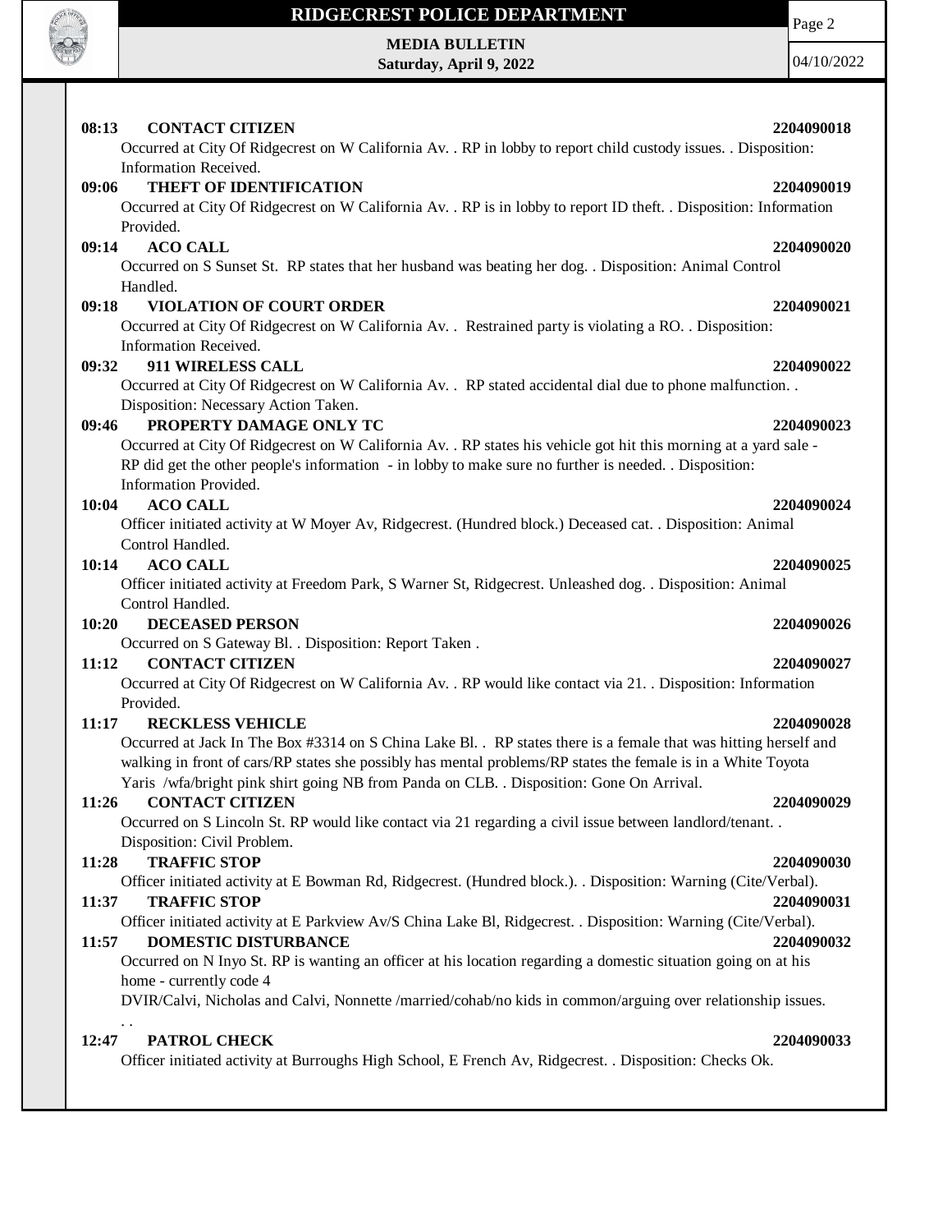**08:13 CONTACT CITIZEN 2204090018**

Occurred at City Of Ridgecrest on W California Av. . RP in lobby to report child custody issues. . Disposition: Information Received.

**09:06 THEFT OF IDENTIFICATION 2204090019**

Occurred at City Of Ridgecrest on W California Av. . RP is in lobby to report ID theft. . Disposition: Information Provided.

**09:14 ACO CALL 2204090020**

Occurred on S Sunset St. RP states that her husband was beating her dog. . Disposition: Animal Control Handled.

**09:18 VIOLATION OF COURT ORDER 2204090021**

Occurred at City Of Ridgecrest on W California Av. . Restrained party is violating a RO. . Disposition: Information Received.

**09:32 911 WIRELESS CALL 2204090022**

Occurred at City Of Ridgecrest on W California Av. . RP stated accidental dial due to phone malfunction. . Disposition: Necessary Action Taken.

**09:46 PROPERTY DAMAGE ONLY TC 2204090023**

Occurred at City Of Ridgecrest on W California Av. . RP states his vehicle got hit this morning at a yard sale - RP did get the other people's information - in lobby to make sure no further is needed. . Disposition: Information Provided.

**10:04 ACO CALL 2204090024**

Officer initiated activity at W Moyer Av, Ridgecrest. (Hundred block.) Deceased cat. . Disposition: Animal Control Handled.

**10:14 ACO CALL 2204090025**

Officer initiated activity at Freedom Park, S Warner St, Ridgecrest. Unleashed dog. . Disposition: Animal Control Handled.

**10:20 DECEASED PERSON 2204090026**

Occurred on S Gateway Bl. . Disposition: Report Taken .

**11:12 CONTACT CITIZEN 2204090027**

Occurred at City Of Ridgecrest on W California Av. . RP would like contact via 21. . Disposition: Information Provided.

**11:17 RECKLESS VEHICLE 2204090028**

Occurred at Jack In The Box #3314 on S China Lake Bl. . RP states there is a female that was hitting herself and walking in front of cars/RP states she possibly has mental problems/RP states the female is in a White Toyota Yaris /wfa/bright pink shirt going NB from Panda on CLB. . Disposition: Gone On Arrival.

**11:26 CONTACT CITIZEN 2204090029**

Occurred on S Lincoln St. RP would like contact via 21 regarding a civil issue between landlord/tenant. . Disposition: Civil Problem.

**11:28 TRAFFIC STOP 2204090030**

Officer initiated activity at E Bowman Rd, Ridgecrest. (Hundred block.). . Disposition: Warning (Cite/Verbal).

**11:37 TRAFFIC STOP 2204090031**

Officer initiated activity at E Parkview Av/S China Lake Bl, Ridgecrest. . Disposition: Warning (Cite/Verbal).

**11:57 DOMESTIC DISTURBANCE 2204090032**

Occurred on N Inyo St. RP is wanting an officer at his location regarding a domestic situation going on at his home - currently code 4

DVIR/Calvi, Nicholas and Calvi, Nonnette /married/cohab/no kids in common/arguing over relationship issues. . .

**12:47 PATROL CHECK 2204090033**

Officer initiated activity at Burroughs High School, E French Av, Ridgecrest. . Disposition: Checks Ok.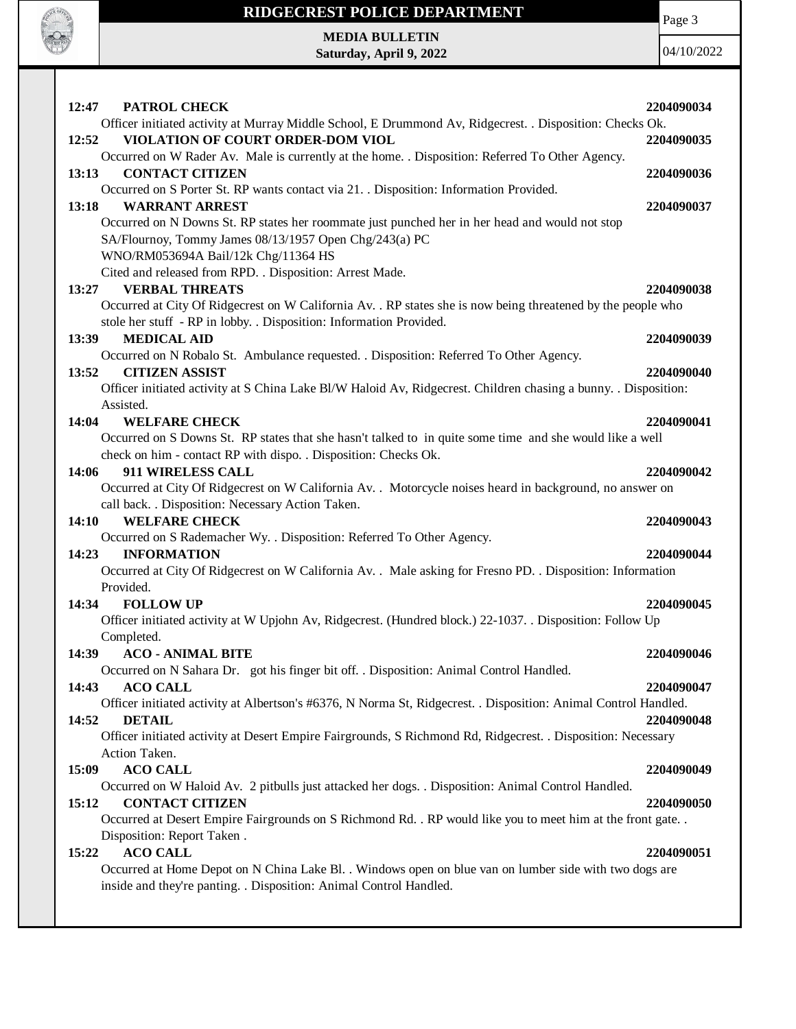**12:47 PATROL CHECK 2204090034**
Officer initiated activity at Murray Middle School, E Drummond Av, Ridgecrest. . Disposition: Checks Ok.

**12:52 VIOLATION OF COURT ORDER-DOM VIOL 2204090035**
Occurred on W Rader Av. Male is currently at the home. . Disposition: Referred To Other Agency.

**13:13 CONTACT CITIZEN 2204090036**
Occurred on S Porter St. RP wants contact via 21. . Disposition: Information Provided.

**13:18 WARRANT ARREST 2204090037**
Occurred on N Downs St. RP states her roommate just punched her in her head and would not stop
SA/Flournoy, Tommy James 08/13/1957 Open Chg/243(a) PC
WNO/RM053694A Bail/12k Chg/11364 HS
Cited and released from RPD. . Disposition: Arrest Made.

**13:27 VERBAL THREATS 2204090038**
Occurred at City Of Ridgecrest on W California Av. . RP states she is now being threatened by the people who stole her stuff - RP in lobby. . Disposition: Information Provided.

**13:39 MEDICAL AID 2204090039**
Occurred on N Robalo St. Ambulance requested. . Disposition: Referred To Other Agency.

**13:52 CITIZEN ASSIST 2204090040**
Officer initiated activity at S China Lake Bl/W Haloid Av, Ridgecrest. Children chasing a bunny. . Disposition: Assisted.

**14:04 WELFARE CHECK 2204090041**
Occurred on S Downs St. RP states that she hasn't talked to in quite some time and she would like a well check on him - contact RP with dispo. . Disposition: Checks Ok.

**14:06 911 WIRELESS CALL 2204090042**
Occurred at City Of Ridgecrest on W California Av. . Motorcycle noises heard in background, no answer on call back. . Disposition: Necessary Action Taken.

**14:10 WELFARE CHECK 2204090043**
Occurred on S Rademacher Wy. . Disposition: Referred To Other Agency.

**14:23 INFORMATION 2204090044**
Occurred at City Of Ridgecrest on W California Av. . Male asking for Fresno PD. . Disposition: Information Provided.

**14:34 FOLLOW UP 2204090045**
Officer initiated activity at W Upjohn Av, Ridgecrest. (Hundred block.) 22-1037. . Disposition: Follow Up Completed.

**14:39 ACO - ANIMAL BITE 2204090046**
Occurred on N Sahara Dr. got his finger bit off. . Disposition: Animal Control Handled.

**14:43 ACO CALL 2204090047**
Officer initiated activity at Albertson's #6376, N Norma St, Ridgecrest. . Disposition: Animal Control Handled.

**14:52 DETAIL 2204090048**
Officer initiated activity at Desert Empire Fairgrounds, S Richmond Rd, Ridgecrest. . Disposition: Necessary Action Taken.

**15:09 ACO CALL 2204090049**
Occurred on W Haloid Av. 2 pitbulls just attacked her dogs. . Disposition: Animal Control Handled.

**15:12 CONTACT CITIZEN 2204090050**
Occurred at Desert Empire Fairgrounds on S Richmond Rd. . RP would like you to meet him at the front gate. . Disposition: Report Taken .

**15:22 ACO CALL 2204090051**
Occurred at Home Depot on N China Lake Bl. . Windows open on blue van on lumber side with two dogs are inside and they're panting. . Disposition: Animal Control Handled.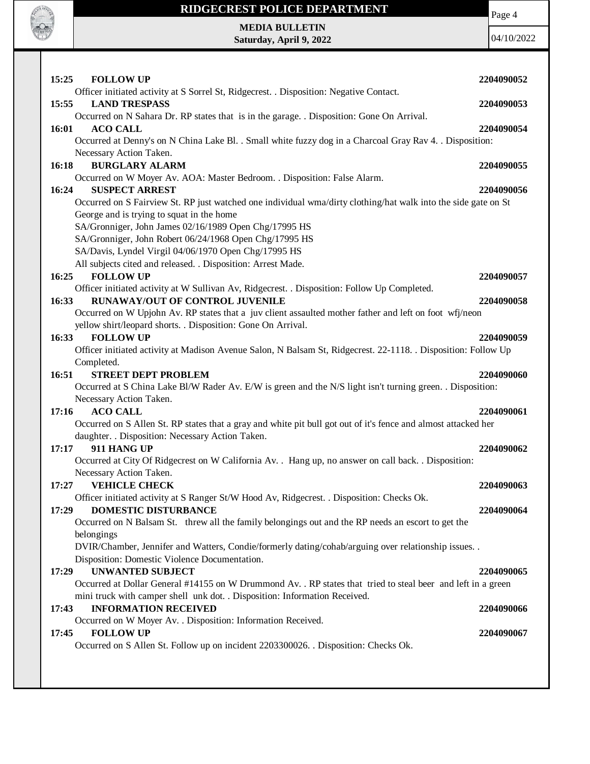**15:25 FOLLOW UP** **2204090052**

Officer initiated activity at S Sorrel St, Ridgecrest. . Disposition: Negative Contact.

**15:55 LAND TRESPASS** **2204090053**

Occurred on N Sahara Dr. RP states that is in the garage. . Disposition: Gone On Arrival.

**16:01 ACO CALL** **2204090054**

Occurred at Denny's on N China Lake Bl. . Small white fuzzy dog in a Charcoal Gray Rav 4. . Disposition: Necessary Action Taken.

**16:18 BURGLARY ALARM** **2204090055**

Occurred on W Moyer Av. AOA: Master Bedroom. . Disposition: False Alarm.

**16:24 SUSPECT ARREST** **2204090056**

Occurred on S Fairview St. RP just watched one individual wma/dirty clothing/hat walk into the side gate on St George and is trying to squat in the home

SA/Gronniger, John James 02/16/1989 Open Chg/17995 HS

SA/Gronniger, John Robert 06/24/1968 Open Chg/17995 HS

SA/Davis, Lyndel Virgil 04/06/1970 Open Chg/17995 HS

All subjects cited and released. . Disposition: Arrest Made.

**16:25 FOLLOW UP** **2204090057**

Officer initiated activity at W Sullivan Av, Ridgecrest. . Disposition: Follow Up Completed.

**16:33 RUNAWAY/OUT OF CONTROL JUVENILE** **2204090058**

Occurred on W Upjohn Av. RP states that a juv client assaulted mother father and left on foot wfj/neon yellow shirt/leopard shorts. . Disposition: Gone On Arrival.

**16:33 FOLLOW UP** **2204090059**

Officer initiated activity at Madison Avenue Salon, N Balsam St, Ridgecrest. 22-1118. . Disposition: Follow Up Completed.

**16:51 STREET DEPT PROBLEM** **2204090060**

Occurred at S China Lake Bl/W Rader Av. E/W is green and the N/S light isn't turning green. . Disposition: Necessary Action Taken.

**17:16 ACO CALL** **2204090061**

Occurred on S Allen St. RP states that a gray and white pit bull got out of it's fence and almost attacked her daughter. . Disposition: Necessary Action Taken.

**17:17 911 HANG UP** **2204090062**

Occurred at City Of Ridgecrest on W California Av. . Hang up, no answer on call back. . Disposition: Necessary Action Taken.

**17:27 VEHICLE CHECK** **2204090063**

Officer initiated activity at S Ranger St/W Hood Av, Ridgecrest. . Disposition: Checks Ok.

**17:29 DOMESTIC DISTURBANCE** **2204090064**

Occurred on N Balsam St. threw all the family belongings out and the RP needs an escort to get the belongings

DVIR/Chamber, Jennifer and Watters, Condie/formerly dating/cohab/arguing over relationship issues. . Disposition: Domestic Violence Documentation.

**17:29 UNWANTED SUBJECT** **2204090065**

Occurred at Dollar General #14155 on W Drummond Av. . RP states that tried to steal beer and left in a green mini truck with camper shell unk dot. . Disposition: Information Received.

**17:43 INFORMATION RECEIVED** **2204090066**

Occurred on W Moyer Av. . Disposition: Information Received.

**17:45 FOLLOW UP** **2204090067**

Occurred on S Allen St. Follow up on incident 2203300026. . Disposition: Checks Ok.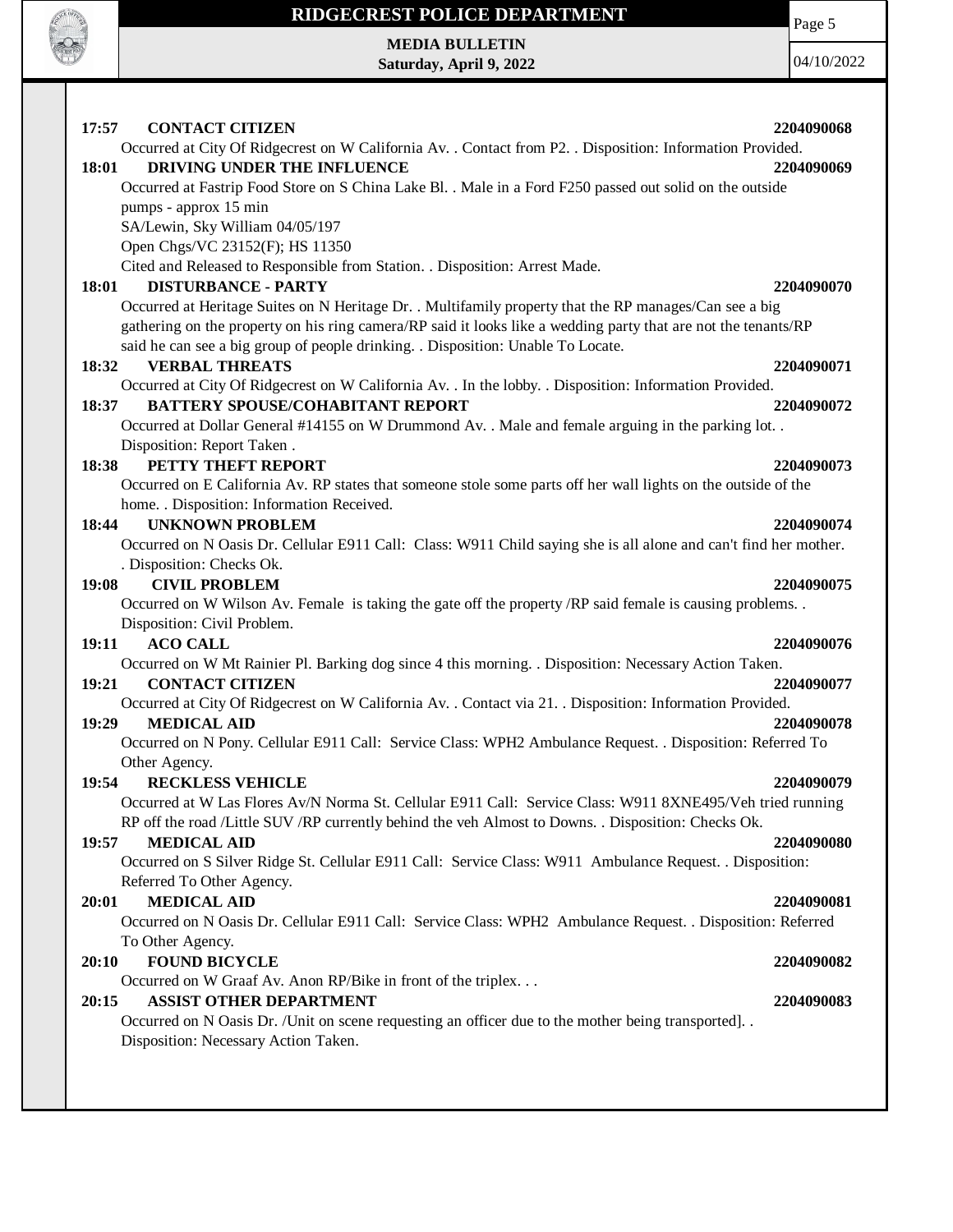**17:57 CONTACT CITIZEN** **2204090068**

Occurred at City Of Ridgecrest on W California Av. . Contact from P2. . Disposition: Information Provided.

**18:01 DRIVING UNDER THE INFLUENCE** **2204090069**

Occurred at Fastrip Food Store on S China Lake Bl. . Male in a Ford F250 passed out solid on the outside pumps - approx 15 min

SA/Lewin, Sky William 04/05/197

Open Chgs/VC 23152(F); HS 11350

Cited and Released to Responsible from Station. . Disposition: Arrest Made.

**18:01 DISTURBANCE - PARTY** **2204090070**

Occurred at Heritage Suites on N Heritage Dr. . Multifamily property that the RP manages/Can see a big gathering on the property on his ring camera/RP said it looks like a wedding party that are not the tenants/RP said he can see a big group of people drinking. . Disposition: Unable To Locate.

**18:32 VERBAL THREATS** **2204090071**

Occurred at City Of Ridgecrest on W California Av. . In the lobby. . Disposition: Information Provided.

**18:37 BATTERY SPOUSE/COHABITANT REPORT** **2204090072**

Occurred at Dollar General #14155 on W Drummond Av. . Male and female arguing in the parking lot. . Disposition: Report Taken .

**18:38 PETTY THEFT REPORT** **2204090073**

Occurred on E California Av. RP states that someone stole some parts off her wall lights on the outside of the home. . Disposition: Information Received.

**18:44 UNKNOWN PROBLEM** **2204090074**

Occurred on N Oasis Dr. Cellular E911 Call: Class: W911 Child saying she is all alone and can't find her mother. . Disposition: Checks Ok.

**19:08 CIVIL PROBLEM** **2204090075**

Occurred on W Wilson Av. Female is taking the gate off the property /RP said female is causing problems. . Disposition: Civil Problem.

**19:11 ACO CALL** **2204090076**

Occurred on W Mt Rainier Pl. Barking dog since 4 this morning. . Disposition: Necessary Action Taken.

**19:21 CONTACT CITIZEN** **2204090077**

Occurred at City Of Ridgecrest on W California Av. . Contact via 21. . Disposition: Information Provided.

**19:29 MEDICAL AID** **2204090078**

Occurred on N Pony. Cellular E911 Call: Service Class: WPH2 Ambulance Request. . Disposition: Referred To Other Agency.

**19:54 RECKLESS VEHICLE** **2204090079**

Occurred at W Las Flores Av/N Norma St. Cellular E911 Call: Service Class: W911 8XNE495/Veh tried running RP off the road /Little SUV /RP currently behind the veh Almost to Downs. . Disposition: Checks Ok.

**19:57 MEDICAL AID** **2204090080**

Occurred on S Silver Ridge St. Cellular E911 Call: Service Class: W911 Ambulance Request. . Disposition: Referred To Other Agency.

**20:01 MEDICAL AID** **2204090081**

Occurred on N Oasis Dr. Cellular E911 Call: Service Class: WPH2 Ambulance Request. . Disposition: Referred To Other Agency.

**20:10 FOUND BICYCLE** **2204090082**

Occurred on W Graaf Av. Anon RP/Bike in front of the triplex. . .

**20:15 ASSIST OTHER DEPARTMENT** **2204090083**

Occurred on N Oasis Dr. /Unit on scene requesting an officer due to the mother being transported]. . Disposition: Necessary Action Taken.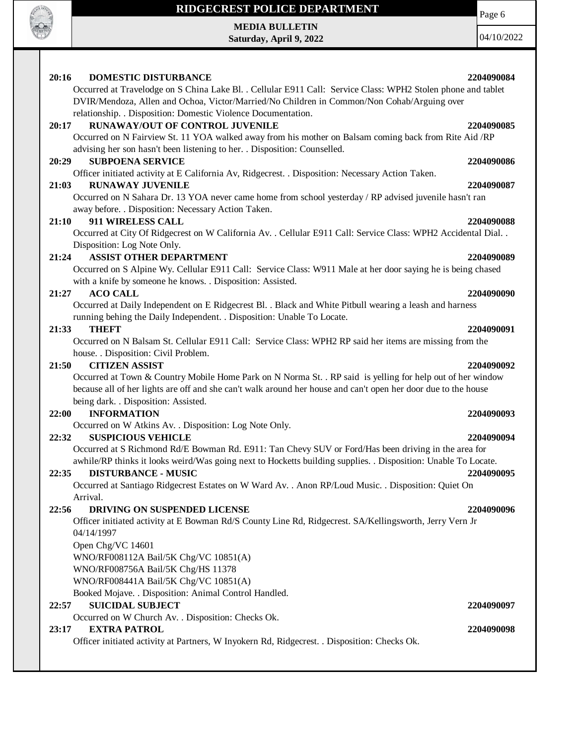**20:16 DOMESTIC DISTURBANCE** **2204090084**

Occurred at Travelodge on S China Lake Bl. . Cellular E911 Call: Service Class: WPH2 Stolen phone and tablet DVIR/Mendoza, Allen and Ochoa, Victor/Married/No Children in Common/Non Cohab/Arguing over relationship. . Disposition: Domestic Violence Documentation.

**20:17 RUNAWAY/OUT OF CONTROL JUVENILE** **2204090085**

Occurred on N Fairview St. 11 YOA walked away from his mother on Balsam coming back from Rite Aid /RP advising her son hasn't been listening to her. . Disposition: Counselled.

**20:29 SUBPOENA SERVICE** **2204090086**

Officer initiated activity at E California Av, Ridgecrest. . Disposition: Necessary Action Taken.

**21:03 RUNAWAY JUVENILE** **2204090087**

Occurred on N Sahara Dr. 13 YOA never came home from school yesterday / RP advised juvenile hasn't ran away before. . Disposition: Necessary Action Taken.

**21:10 911 WIRELESS CALL** **2204090088**

Occurred at City Of Ridgecrest on W California Av. . Cellular E911 Call: Service Class: WPH2 Accidental Dial. . Disposition: Log Note Only.

**21:24 ASSIST OTHER DEPARTMENT** **2204090089**

Occurred on S Alpine Wy. Cellular E911 Call: Service Class: W911 Male at her door saying he is being chased with a knife by someone he knows. . Disposition: Assisted.

**21:27 ACO CALL** **2204090090**

Occurred at Daily Independent on E Ridgecrest Bl. . Black and White Pitbull wearing a leash and harness running behing the Daily Independent. . Disposition: Unable To Locate.

**21:33 THEFT** **2204090091**

Occurred on N Balsam St. Cellular E911 Call: Service Class: WPH2 RP said her items are missing from the house. . Disposition: Civil Problem.

**21:50 CITIZEN ASSIST** **2204090092**

Occurred at Town & Country Mobile Home Park on N Norma St. . RP said is yelling for help out of her window because all of her lights are off and she can't walk around her house and can't open her door due to the house being dark. . Disposition: Assisted.

**22:00 INFORMATION** **2204090093**

Occurred on W Atkins Av. . Disposition: Log Note Only.

**22:32 SUSPICIOUS VEHICLE** **2204090094**

Occurred at S Richmond Rd/E Bowman Rd. E911: Tan Chevy SUV or Ford/Has been driving in the area for awhile/RP thinks it looks weird/Was going next to Hocketts building supplies. . Disposition: Unable To Locate.

**22:35 DISTURBANCE - MUSIC** **2204090095**

Occurred at Santiago Ridgecrest Estates on W Ward Av. . Anon RP/Loud Music. . Disposition: Quiet On Arrival.

**22:56 DRIVING ON SUSPENDED LICENSE** **2204090096**

Officer initiated activity at E Bowman Rd/S County Line Rd, Ridgecrest. SA/Kellingsworth, Jerry Vern Jr 04/14/1997
Open Chg/VC 14601
WNO/RF008112A Bail/5K Chg/VC 10851(A)
WNO/RF008756A Bail/5K Chg/HS 11378
WNO/RF008441A Bail/5K Chg/VC 10851(A)
Booked Mojave. . Disposition: Animal Control Handled.

**22:57 SUICIDAL SUBJECT** **2204090097**

Occurred on W Church Av. . Disposition: Checks Ok.

**23:17 EXTRA PATROL** **2204090098**

Officer initiated activity at Partners, W Inyokern Rd, Ridgecrest. . Disposition: Checks Ok.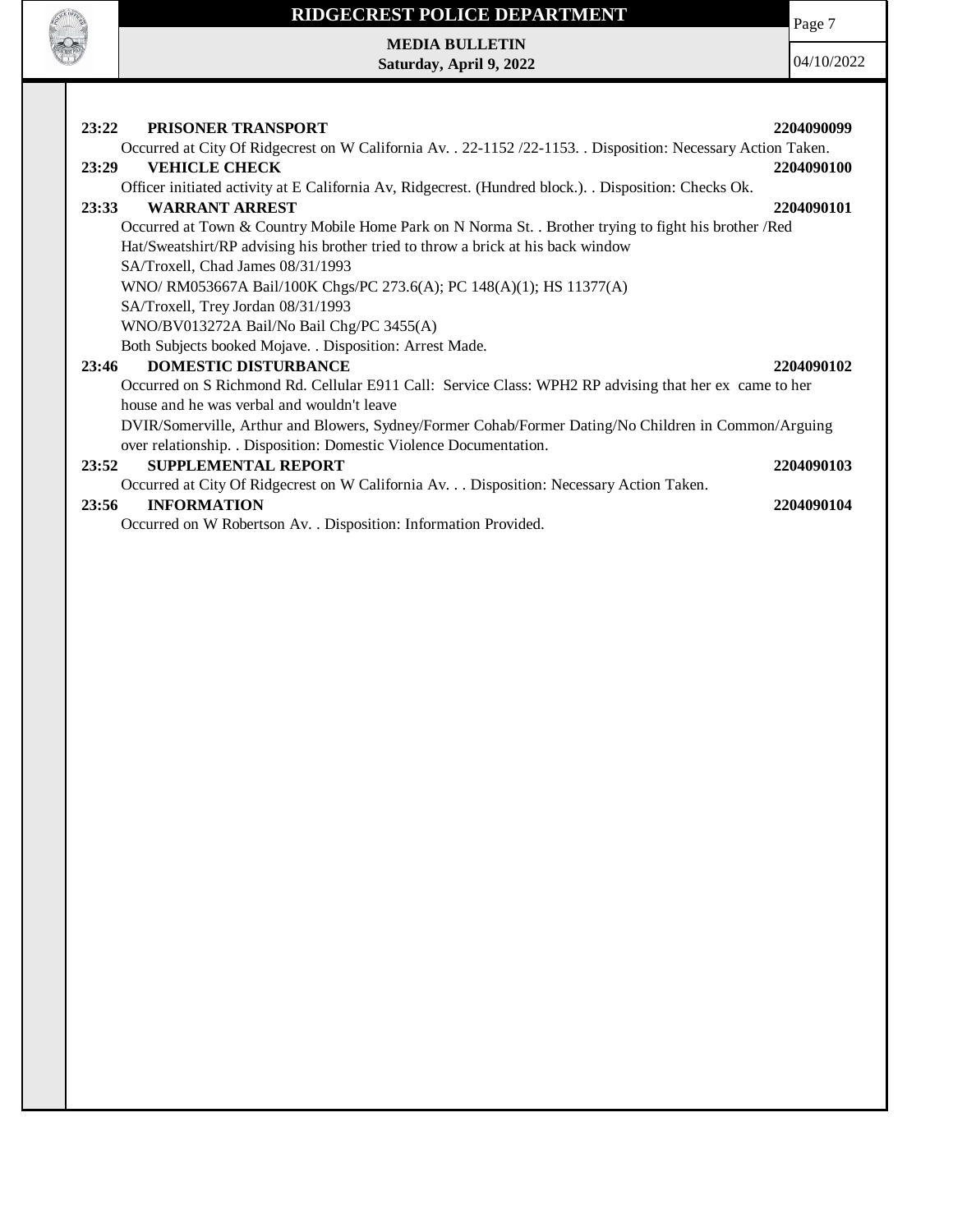**23:22 PRISONER TRANSPORT** **2204090099**

Occurred at City Of Ridgecrest on W California Av. . 22-1152 /22-1153. . Disposition: Necessary Action Taken.

**23:29 VEHICLE CHECK** **2204090100**

Officer initiated activity at E California Av, Ridgecrest. (Hundred block.). . Disposition: Checks Ok.

**23:33 WARRANT ARREST** **2204090101**

Occurred at Town & Country Mobile Home Park on N Norma St. . Brother trying to fight his brother /Red Hat/Sweatshirt/RP advising his brother tried to throw a brick at his back window

SA/Troxell, Chad James 08/31/1993

WNO/ RM053667A Bail/100K Chgs/PC 273.6(A); PC 148(A)(1); HS 11377(A)

SA/Troxell, Trey Jordan 08/31/1993

WNO/BV013272A Bail/No Bail Chg/PC 3455(A)

Both Subjects booked Mojave. . Disposition: Arrest Made.

**23:46 DOMESTIC DISTURBANCE** **2204090102**

Occurred on S Richmond Rd. Cellular E911 Call: Service Class: WPH2 RP advising that her ex came to her house and he was verbal and wouldn't leave

DVIR/Somerville, Arthur and Blowers, Sydney/Former Cohab/Former Dating/No Children in Common/Arguing over relationship. . Disposition: Domestic Violence Documentation.

**23:52 SUPPLEMENTAL REPORT** **2204090103**

Occurred at City Of Ridgecrest on W California Av. . . Disposition: Necessary Action Taken.

**23:56 INFORMATION** **2204090104**

Occurred on W Robertson Av. . Disposition: Information Provided.